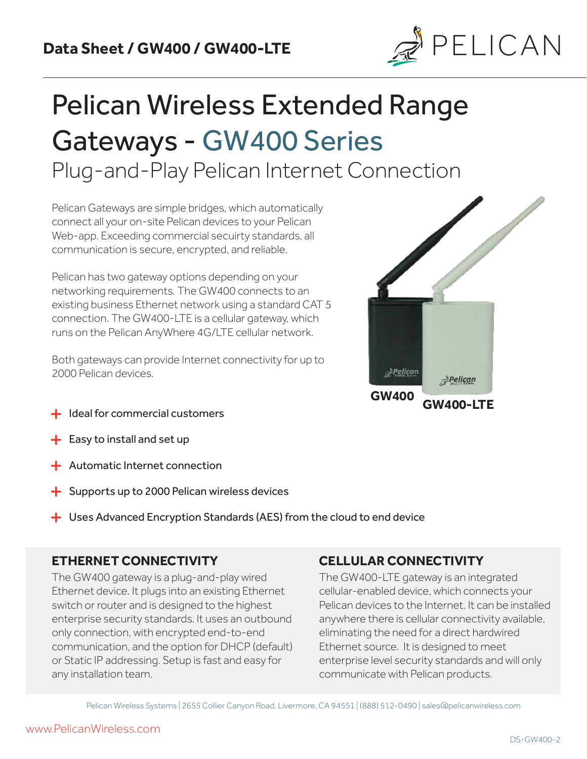**Data Sheet / GW400 / GW400-LTE**

# Pelican Wireless Extended Range Gateways - GW400 Series

## Plug-and-Play Pelican Internet Connection

Pelican Gateways are simple bridges, which automatically connect all your on-site Pelican devices to your Pelican Web-app. Exceeding commercial secuirty standards, all communication is secure, encrypted, and reliable.

Pelican has two gateway options depending on your networking requirements. The GW400 connects to an existing business Ethernet network using a standard CAT 5 connection. The GW400-LTE is a cellular gateway, which runs on the Pelican AnyWhere 4G/LTE cellular network.

Both gateways can provide Internet connectivity for up to 2000 Pelican devices.

**GW400** **GW400-LTE**

+ Ideal for commercial customers
+ Easy to install and set up
+ Automatic Internet connection
+ Supports up to 2000 Pelican wireless devices
+ Uses Advanced Encryption Standards (AES) from the cloud to end device

### ETHERNET CONNECTIVITY

The GW400 gateway is a plug-and-play wired Ethernet device. It plugs into an existing Ethernet switch or router and is designed to the highest enterprise security standards. It uses an outbound only connection, with encrypted end-to-end communication, and the option for DHCP (default) or Static IP addressing. Setup is fast and easy for any installation team.

### CELLULAR CONNECTIVITY

The GW400-LTE gateway is an integrated cellular-enabled device, which connects your Pelican devices to the Internet. It can be installed anywhere there is cellular connectivity available, eliminating the need for a direct hardwired Ethernet source. It is designed to meet enterprise level security standards and will only communicate with Pelican products.

Pelican Wireless Systems | 2655 Collier Canyon Road, Livermore, CA 94551 | (888) 512-0490 | sales@pelicanwireless.com

www.PelicanWireless.com

DS-GW400-2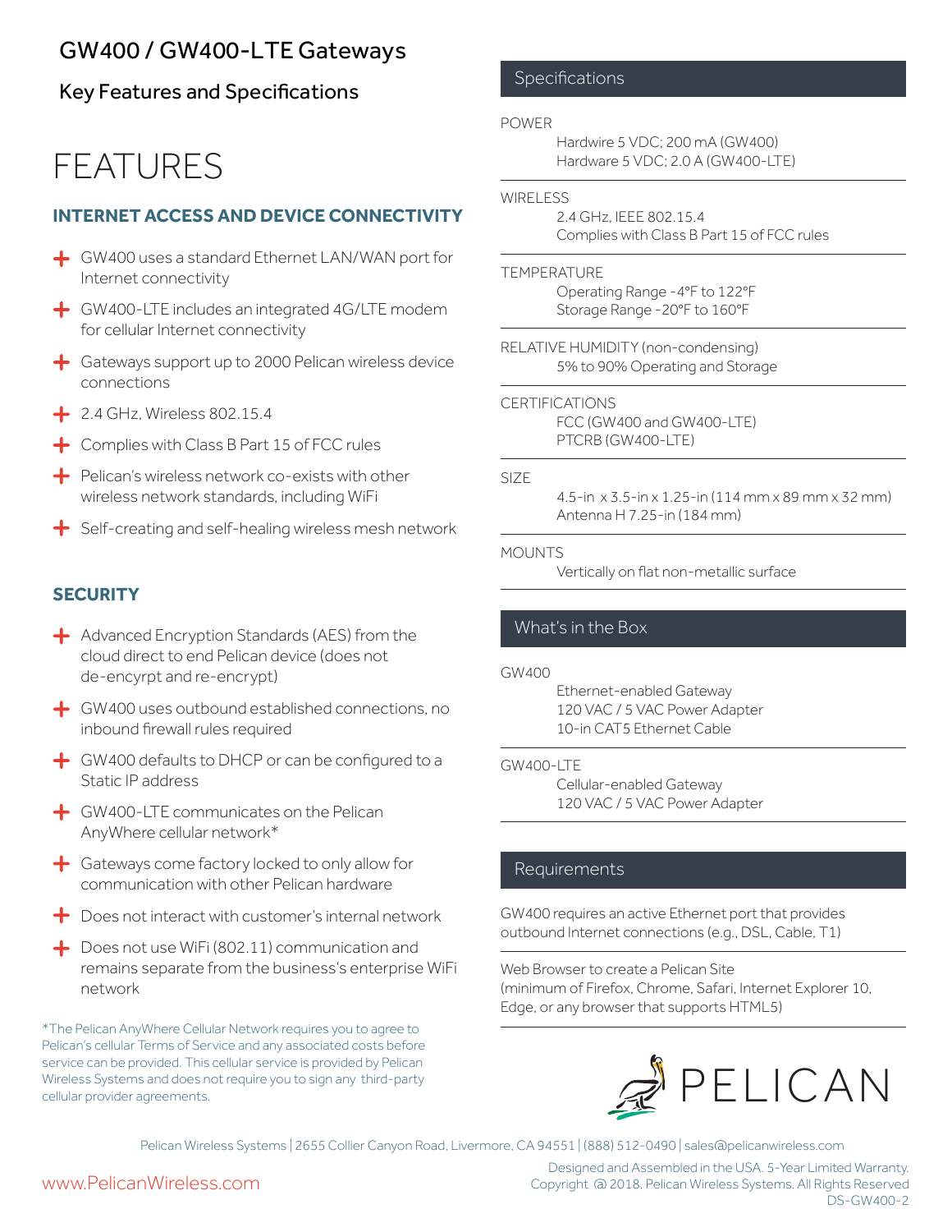# GW400 / GW400-LTE Gateways

## Key Features and Specifications

# FEATURES

### INTERNET ACCESS AND DEVICE CONNECTIVITY

- GW400 uses a standard Ethernet LAN/WAN port for Internet connectivity
- GW400-LTE includes an integrated 4G/LTE modem for cellular Internet connectivity
- Gateways support up to 2000 Pelican wireless device connections
- 2.4 GHz, Wireless 802.15.4
- Complies with Class B Part 15 of FCC rules
- Pelican's wireless network co-exists with other wireless network standards, including WiFi
- Self-creating and self-healing wireless mesh network

### SECURITY

- Advanced Encryption Standards (AES) from the cloud direct to end Pelican device (does not de-encyrypt and re-encrypt)
- GW400 uses outbound established connections, no inbound firewall rules required
- GW400 defaults to DHCP or can be configured to a Static IP address
- GW400-LTE communicates on the Pelican AnyWhere cellular network*
- Gateways come factory locked to only allow for communication with other Pelican hardware
- Does not interact with customer's internal network
- Does not use WiFi (802.11) communication and remains separate from the business's enterprise WiFi network

*The Pelican AnyWhere Cellular Network requires you to agree to Pelican's cellular Terms of Service and any associated costs before service can be provided. This cellular service is provided by Pelican Wireless Systems and does not require you to sign any third-party cellular provider agreements.

## Specifications

**POWER**
Hardwire 5 VDC; 200 mA (GW400)
Hardware 5 VDC; 2.0 A (GW400-LTE)

**WIRELESS**
2.4 GHz, IEEE 802.15.4
Complies with Class B Part 15 of FCC rules

**TEMPERATURE**
Operating Range -4°F to 122°F
Storage Range -20°F to 160°F

**RELATIVE HUMIDITY (non-condensing)**
5% to 90% Operating and Storage

**CERTIFICATIONS**
FCC (GW400 and GW400-LTE)
PTCRB (GW400-LTE)

**SIZE**
4.5-in x 3.5-in x 1.25-in (114 mm x 89 mm x 32 mm)
Antenna H 7.25-in (184 mm)

**MOUNTS**
Vertically on flat non-metallic surface

## What's in the Box

**GW400**
Ethernet-enabled Gateway
120 VAC / 5 VAC Power Adapter
10-in CAT5 Ethernet Cable

**GW400-LTE**
Cellular-enabled Gateway
120 VAC / 5 VAC Power Adapter

## Requirements

GW400 requires an active Ethernet port that provides outbound Internet connections (e.g., DSL, Cable, T1)

Web Browser to create a Pelican Site
(minimum of Firefox, Chrome, Safari, Internet Explorer 10, Edge, or any browser that supports HTML5)

PELICAN

Pelican Wireless Systems | 2655 Collier Canyon Road, Livermore, CA 94551 | (888) 512-0490 | sales@pelicanwireless.com

www.PelicanWireless.com

Designed and Assembled in the USA. 5-Year Limited Warranty.
Copyright @ 2018. Pelican Wireless Systems. All Rights Reserved
DS-GW400-2